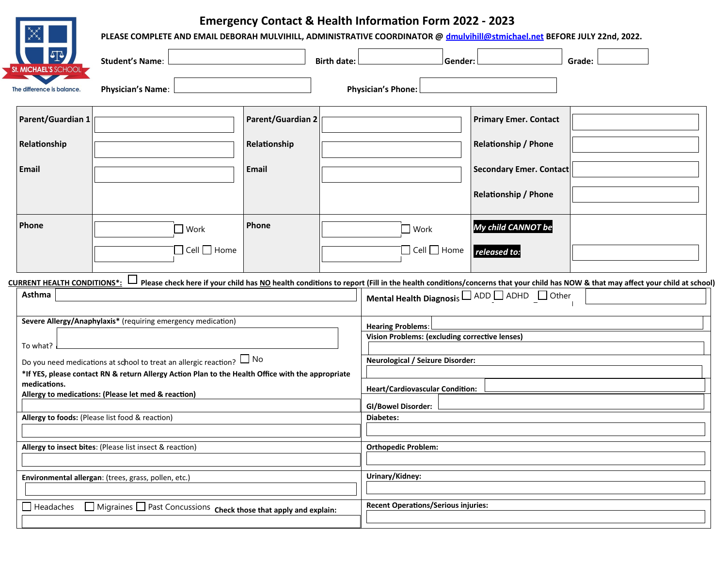ST. MICHAEL'S SCHOOL

The difference is balance.

# Emergency Contact & Health Information Form 2022 - 2023

**PLEASE COMPLETE AND EMAIL DEBORAH MULVIHILL, ADMINISTRATIVE COORDINATOR @ dmulvihill@stmichael.net BEFORE JULY 22nd, 2022.**

**Student's Name:** ______ **Birth date:** ______ **Gender:** ______ **Grade:** ______

**Physician's Name:** ______ **Physician's Phone:** ______

| | | | | | |
|---|---|---|---|---|---|
| **Parent/Guardian 1** | | **Parent/Guardian 2** | | **Primary Emer. Contact** | |
| **Relationship** | | **Relationship** | | **Relationship / Phone** | |
| **Email** | | **Email** | | **Secondary Emer. Contact** | |
| | | | | **Relationship / Phone** | |
| **Phone** | ☐ Work<br>☐ Cell ☐ Home | **Phone** | ☐ Work<br>☐ Cell ☐ Home | ***My child CANNOT be released to:*** | |

**CURRENT HEALTH CONDITIONS*:** ☐ **Please check here if your child has NO health conditions to report (Fill in the health conditions/concerns that your child has NOW & that may affect your child at school)**

| | |
|---|---|
| **Asthma** | **Mental Health Diagnosis** ☐ ADD ☐ ADHD ☐ Other |
| **Severe Allergy/Anaphylaxis*** (requiring emergency medication)<br>To what?<br>Do you need medications at school to treat an allergic reaction? ☐ No<br>***If YES, please contact RN & return Allergy Action Plan to the Health Office with the appropriate medications.** | **Hearing Problems:**<br>**Vision Problems: (excluding corrective lenses)**<br>**Neurological / Seizure Disorder:**<br>**Heart/Cardiovascular Condition:** |
| **Allergy to medications: (Please let med & reaction)** | **GI/Bowel Disorder:** |
| **Allergy to foods:** (Please list food & reaction) | **Diabetes:** |
| **Allergy to insect bites**: (Please list insect & reaction) | **Orthopedic Problem:** |
| **Environmental allergan**: (trees, grass, pollen, etc.) | **Urinary/Kidney:** |
| ☐ Headaches ☐ Migraines ☐ Past Concussions **Check those that apply and explain:** | **Recent Operations/Serious injuries:** |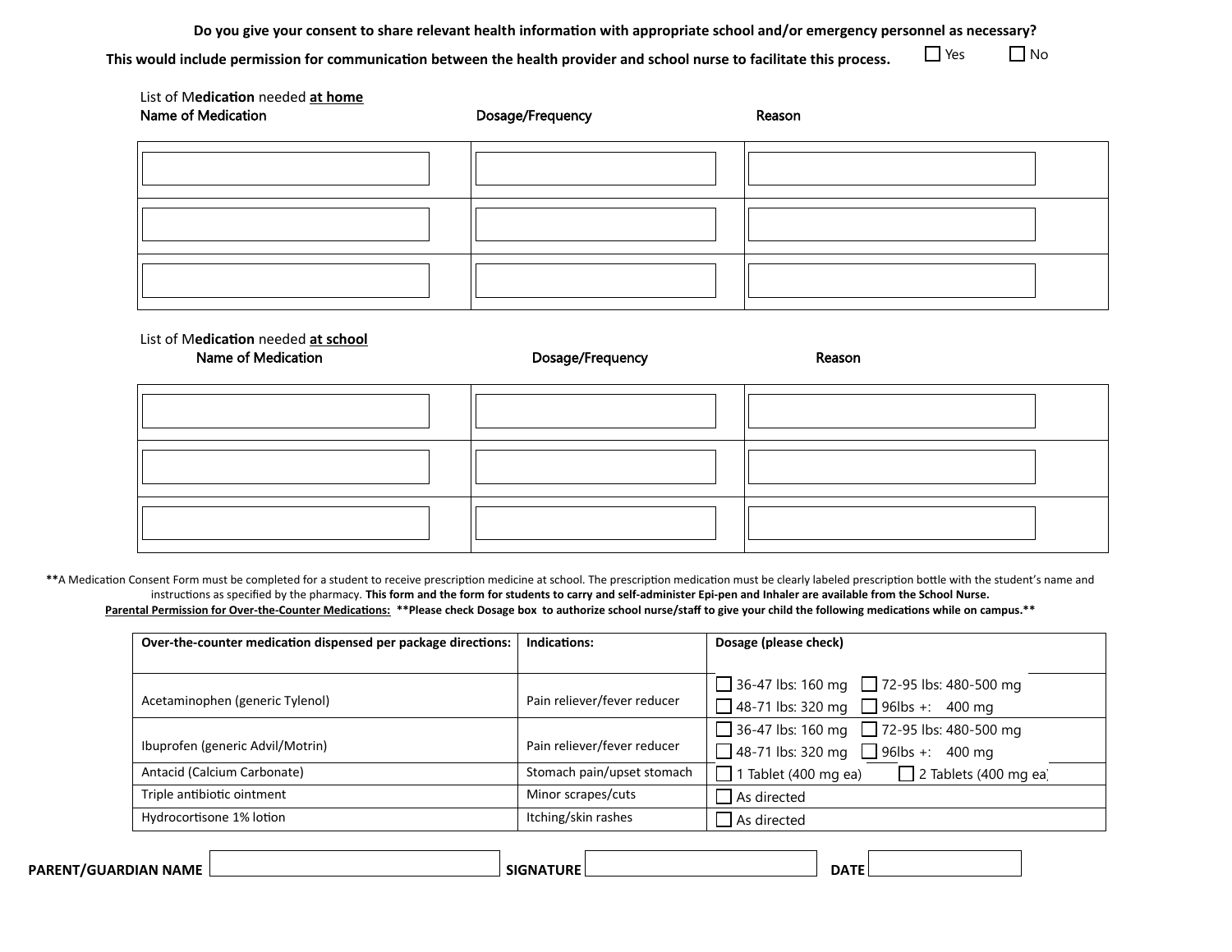**Do you give your consent to share relevant health information with appropriate school and/or emergency personnel as necessary?**
**This would include permission for communication between the health provider and school nurse to facilitate this process.** ☐ Yes ☐ No

List of M**edication** needed **at home**

| Name of Medication | Dosage/Frequency | Reason |
|---|---|---|
| | | |
| | | |
| | | |

List of M**edication** needed **at school**

| Name of Medication | Dosage/Frequency | Reason |
|---|---|---|
| | | |
| | | |
| | | |

**A Medication Consent Form must be completed for a student to receive prescription medicine at school. The prescription medication must be clearly labeled prescription bottle with the student's name and instructions as specified by the pharmacy. **This form and the form for students to carry and self-administer Epi-pen and Inhaler are available from the School Nurse.**

**Parental Permission for Over-the-Counter Medications:** **Please check Dosage box to authorize school nurse/staff to give your child the following medications while on campus.**

| Over-the-counter medication dispensed per package directions: | Indications: | Dosage (please check) |
|---|---|---|
| Acetaminophen (generic Tylenol) | Pain reliever/fever reducer | ☐ 36-47 lbs: 160 mg ☐ 72-95 lbs: 480-500 mg<br>☐ 48-71 lbs: 320 mg ☐ 96lbs +: 400 mg |
| Ibuprofen (generic Advil/Motrin) | Pain reliever/fever reducer | ☐ 36-47 lbs: 160 mg ☐ 72-95 lbs: 480-500 mg<br>☐ 48-71 lbs: 320 mg ☐ 96lbs +: 400 mg |
| Antacid (Calcium Carbonate) | Stomach pain/upset stomach | ☐ 1 Tablet (400 mg ea) ☐ 2 Tablets (400 mg ea) |
| Triple antibiotic ointment | Minor scrapes/cuts | ☐ As directed |
| Hydrocortisone 1% lotion | Itching/skin rashes | ☐ As directed |

**PARENT/GUARDIAN NAME** ____________________ **SIGNATURE** ____________________ **DATE** ____________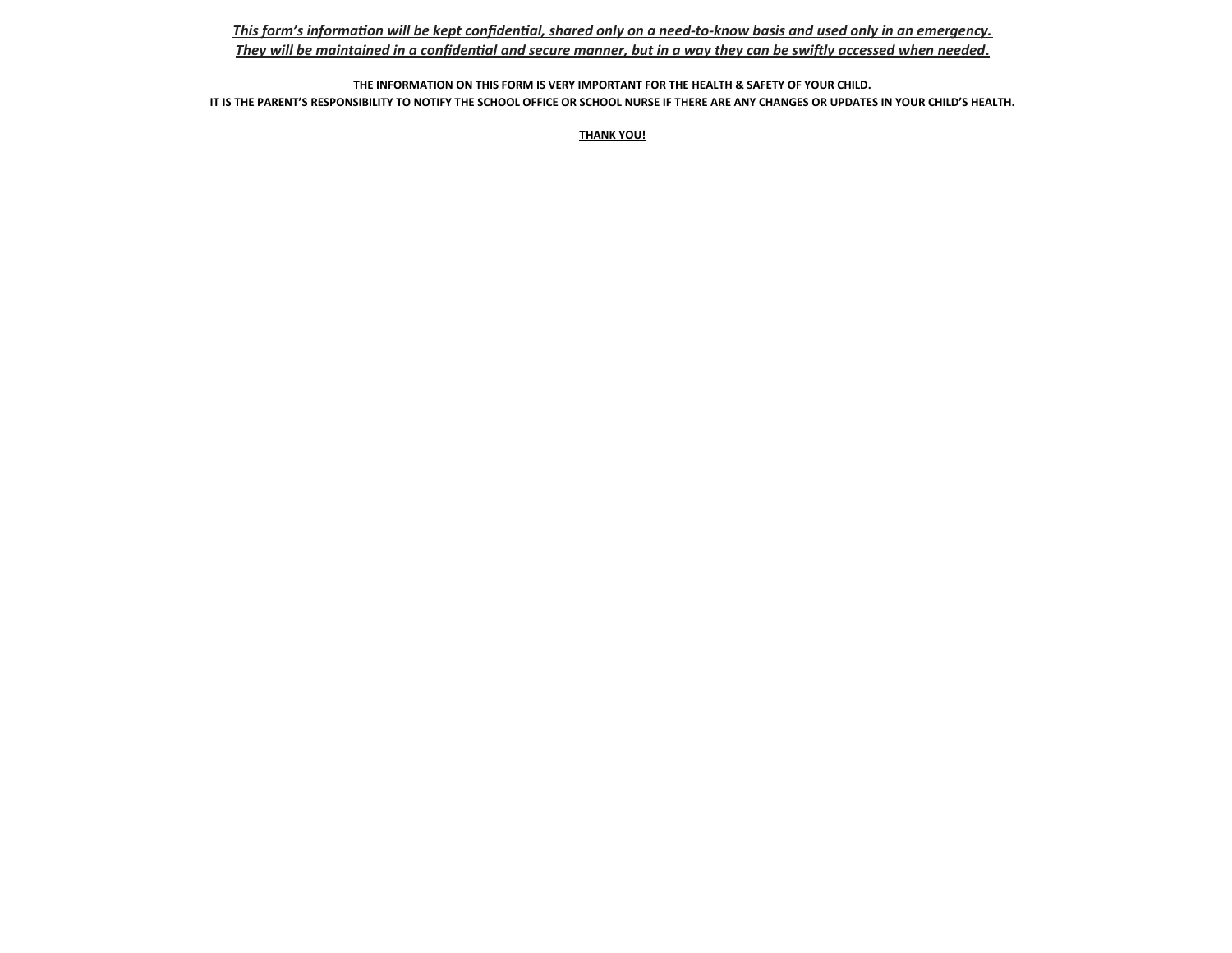***This form's information will be kept confidential, shared only on a need-to-know basis and used only in an emergency.***
***They will be maintained in a confidential and secure manner, but in a way they can be swiftly accessed when needed.***

**THE INFORMATION ON THIS FORM IS VERY IMPORTANT FOR THE HEALTH & SAFETY OF YOUR CHILD.**
**IT IS THE PARENT'S RESPONSIBILITY TO NOTIFY THE SCHOOL OFFICE OR SCHOOL NURSE IF THERE ARE ANY CHANGES OR UPDATES IN YOUR CHILD'S HEALTH.**

**THANK YOU!**